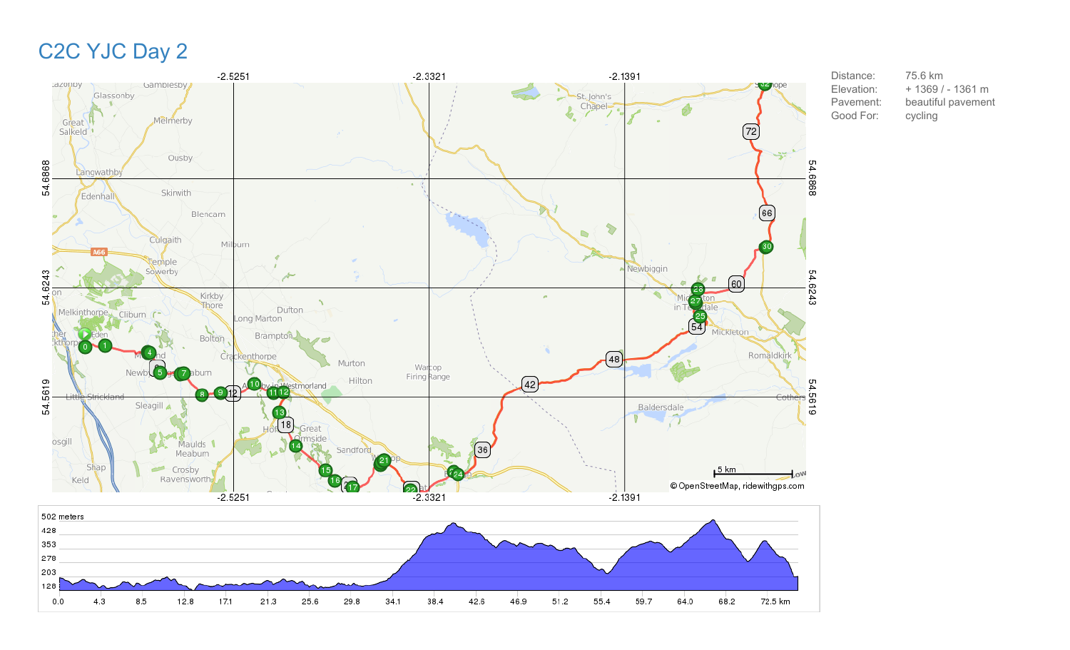# C2C YJC Day 2

| | |
|---|---|
| Distance: | 75.6 km |
| Elevation: | + 1369 / - 1361 m |
| Pavement: | beautiful pavement |
| Good For: | cycling |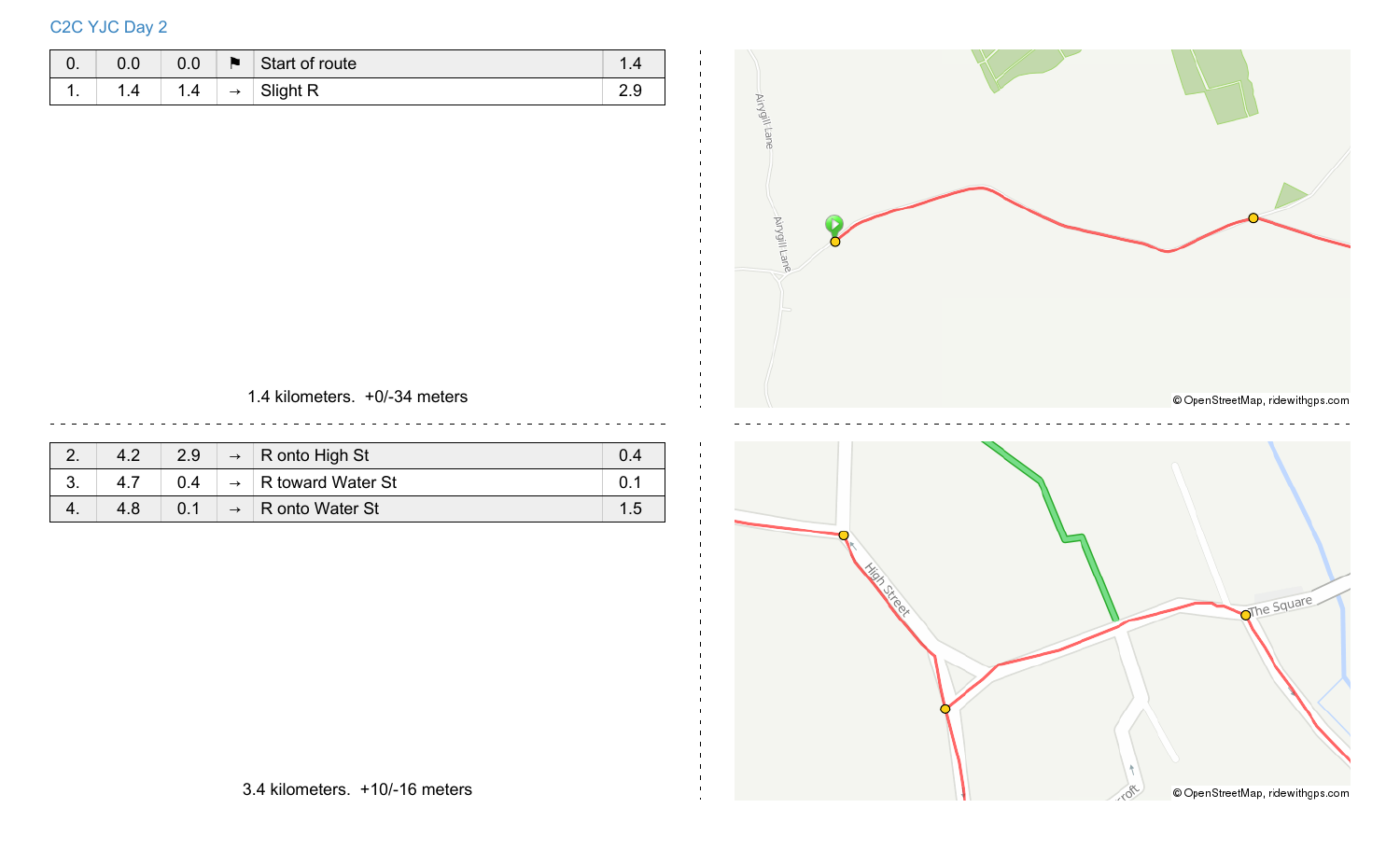C2C YJC Day 2

| 0. | 0.0 | 0.0 | ⚑ | Start of route | 1.4 |
|---|---|---|---|---|---|
| 1. | 1.4 | 1.4 | → | Slight R | 2.9 |

1.4 kilometers. +0/-34 meters

| 2. | 4.2 | 2.9 | → | R onto High St | 0.4 |
|---|---|---|---|---|---|
| 3. | 4.7 | 0.4 | → | R toward Water St | 0.1 |
| 4. | 4.8 | 0.1 | → | R onto Water St | 1.5 |

3.4 kilometers. +10/-16 meters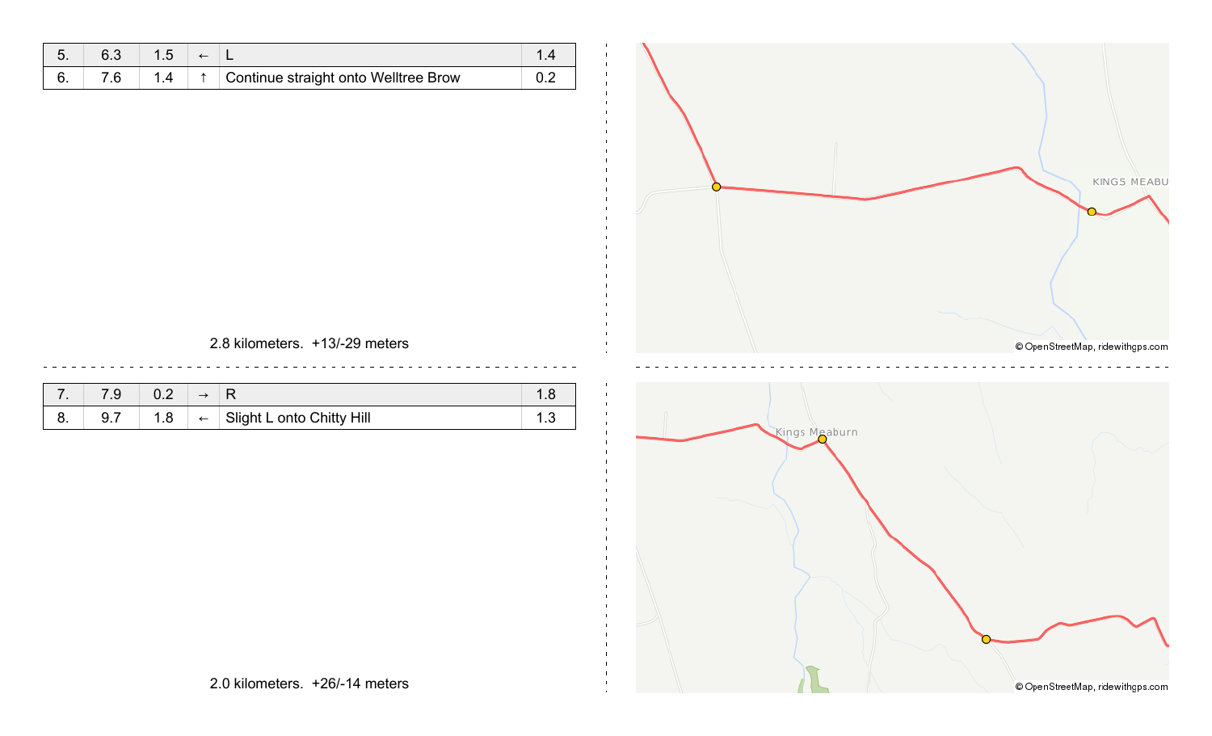| 5. | 6.3 | 1.5 | ← | L | 1.4 |
|---|---|---|---|---|---|
| 6. | 7.6 | 1.4 | ↑ | Continue straight onto Welltree Brow | 0.2 |

2.8 kilometers. +13/-29 meters

| 7. | 7.9 | 0.2 | → | R | 1.8 |
|---|---|---|---|---|---|
| 8. | 9.7 | 1.8 | ← | Slight L onto Chitty Hill | 1.3 |

2.0 kilometers. +26/-14 meters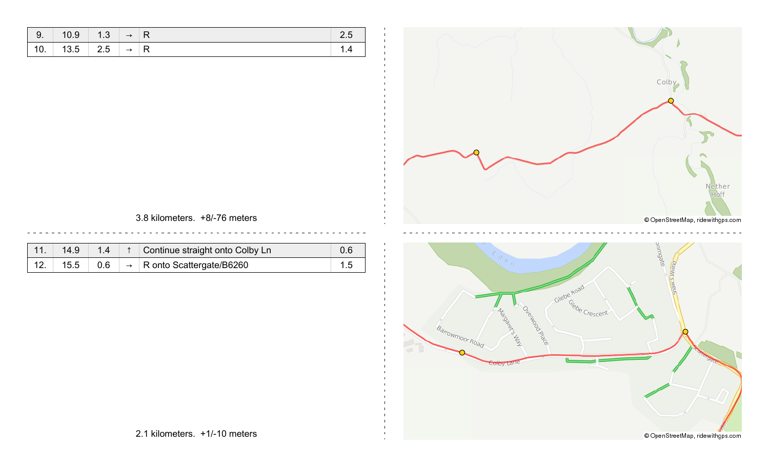| 9. | 10.9 | 1.3 | → | R | 2.5 |
|---|---|---|---|---|---|
| 10. | 13.5 | 2.5 | → | R | 1.4 |

3.8 kilometers. +8/-76 meters

| 11. | 14.9 | 1.4 | ↑ | Continue straight onto Colby Ln | 0.6 |
|---|---|---|---|---|---|
| 12. | 15.5 | 0.6 | → | R onto Scattergate/B6260 | 1.5 |

2.1 kilometers. +1/-10 meters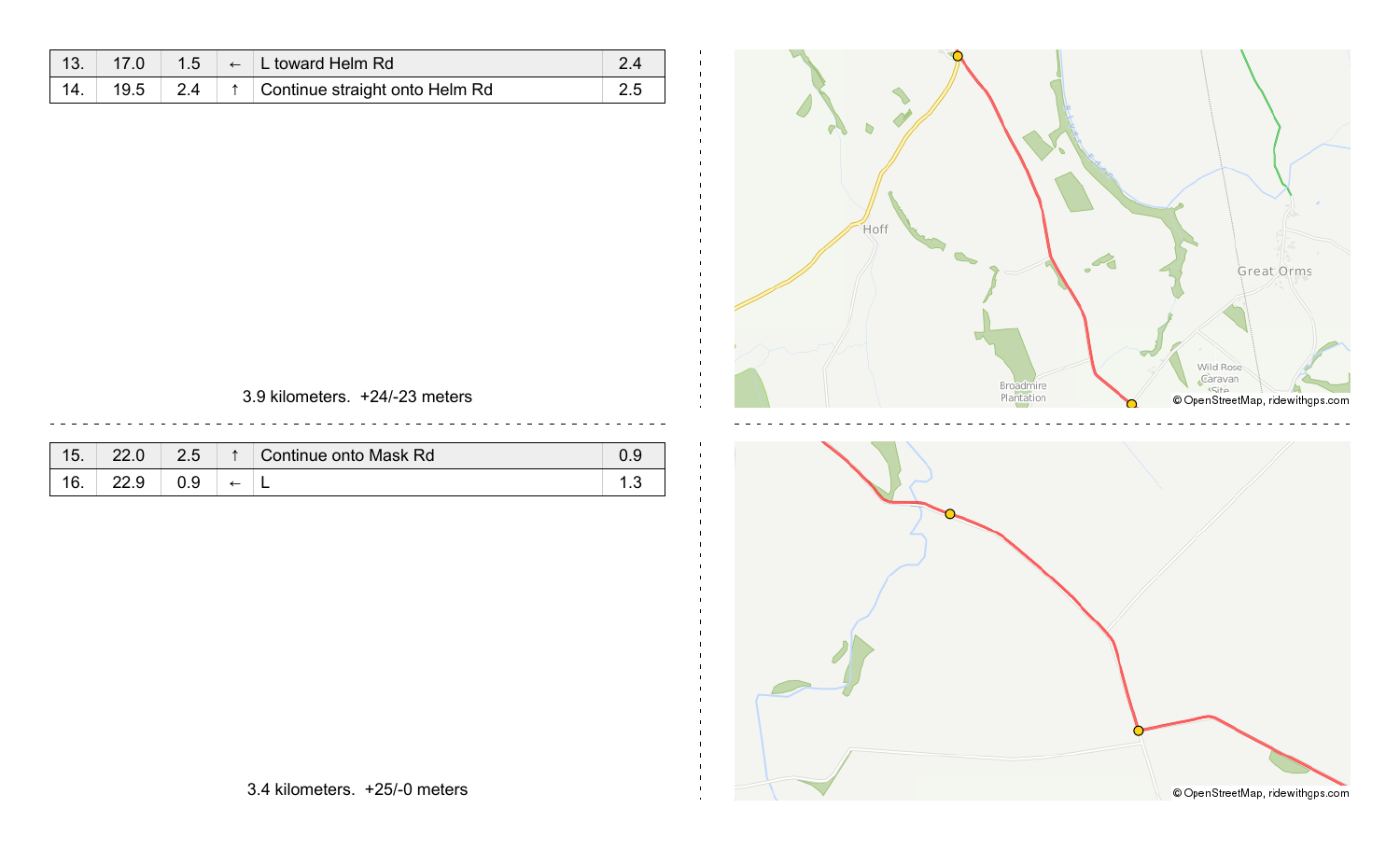| 13. | 17.0 | 1.5 | ← | L toward Helm Rd | 2.4 |
|---|---|---|---|---|---|
| 14. | 19.5 | 2.4 | ↑ | Continue straight onto Helm Rd | 2.5 |

3.9 kilometers. +24/-23 meters

| 15. | 22.0 | 2.5 | ↑ | Continue onto Mask Rd | 0.9 |
|---|---|---|---|---|---|
| 16. | 22.9 | 0.9 | ← | L | 1.3 |

3.4 kilometers. +25/-0 meters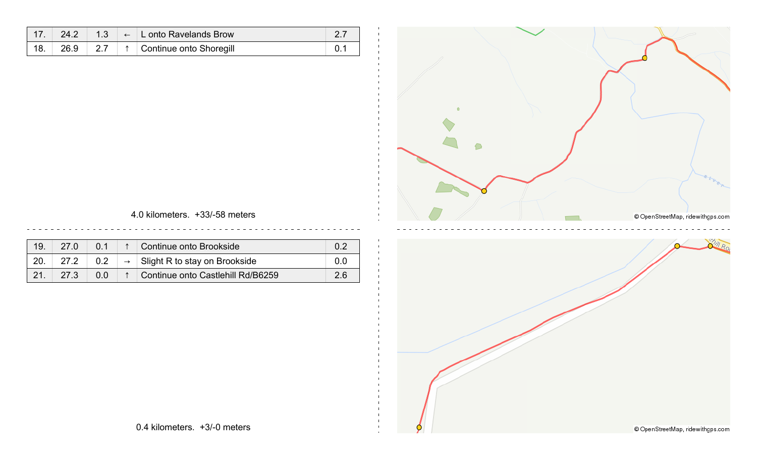| 17. | 24.2 | 1.3 | ← | L onto Ravelands Brow | 2.7 |
|---|---|---|---|---|---|
| 18. | 26.9 | 2.7 | ↑ | Continue onto Shoregill | 0.1 |

4.0 kilometers. +33/-58 meters

© OpenStreetMap, ridewithgps.com

| 19. | 27.0 | 0.1 | ↑ | Continue onto Brookside | 0.2 |
|---|---|---|---|---|---|
| 20. | 27.2 | 0.2 | → | Slight R to stay on Brookside | 0.0 |
| 21. | 27.3 | 0.0 | ↑ | Continue onto Castlehill Rd/B6259 | 2.6 |

0.4 kilometers. +3/-0 meters

© OpenStreetMap, ridewithgps.com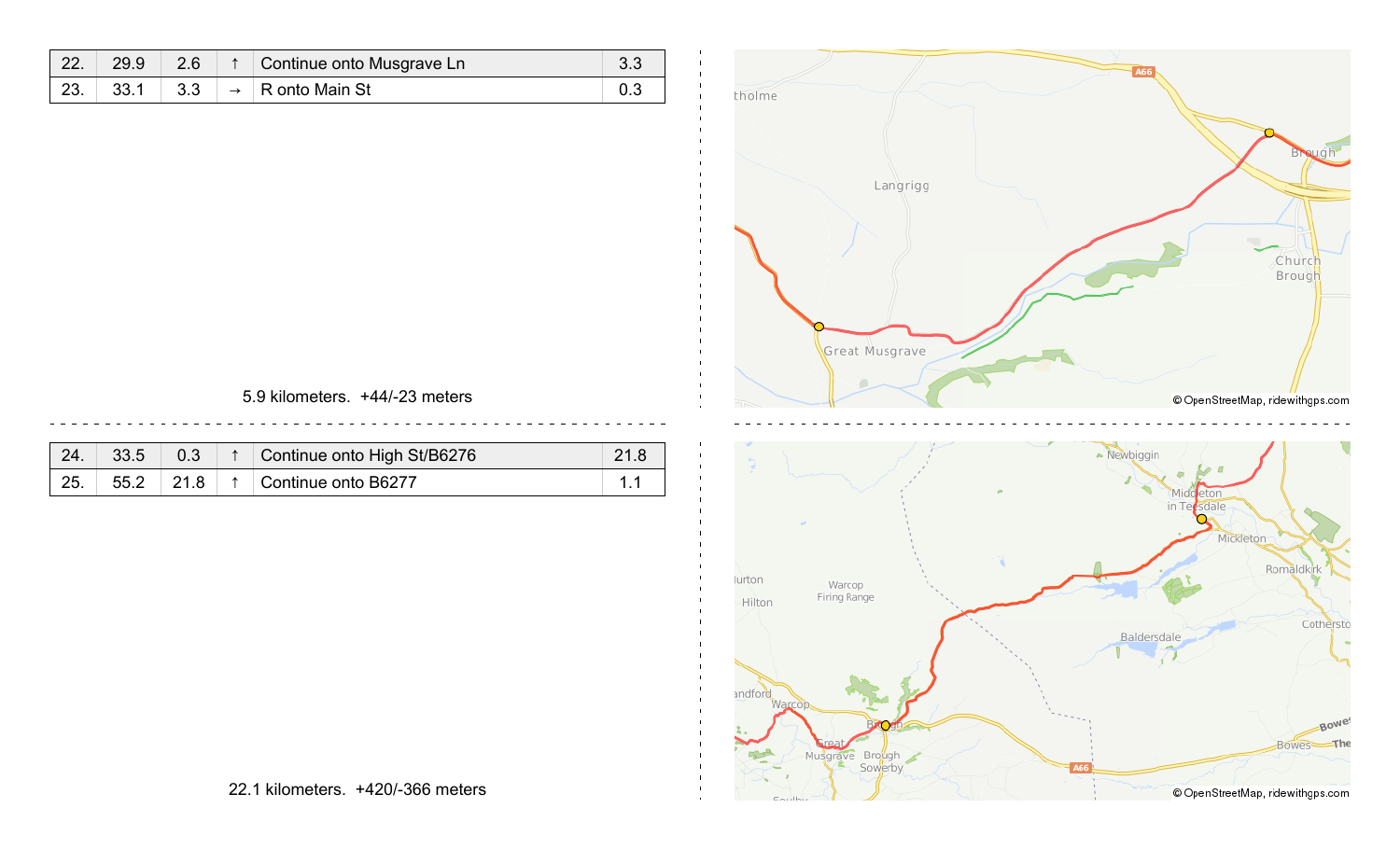| 22. | 29.9 | 2.6 | ↑ | Continue onto Musgrave Ln | 3.3 |
|---|---|---|---|---|---|
| 23. | 33.1 | 3.3 | → | R onto Main St | 0.3 |

5.9 kilometers. +44/-23 meters

| 24. | 33.5 | 0.3 | ↑ | Continue onto High St/B6276 | 21.8 |
|---|---|---|---|---|---|
| 25. | 55.2 | 21.8 | ↑ | Continue onto B6277 | 1.1 |

22.1 kilometers. +420/-366 meters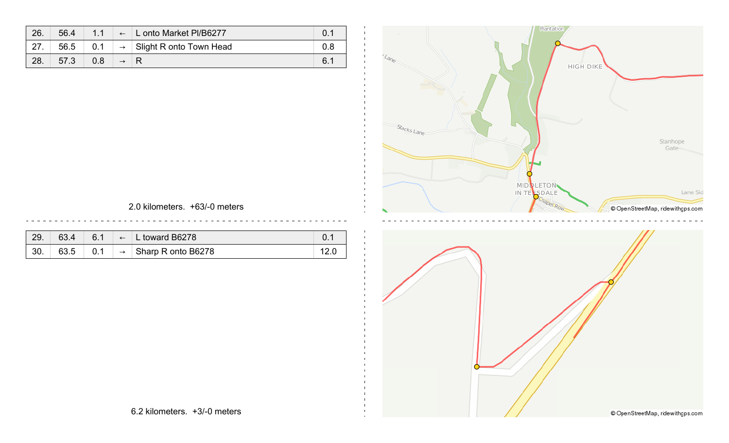| 26. | 56.4 | 1.1 | ← | L onto Market Pl/B6277 | 0.1 |
|---|---|---|---|---|---|
| 27. | 56.5 | 0.1 | → | Slight R onto Town Head | 0.8 |
| 28. | 57.3 | 0.8 | → | R | 6.1 |

2.0 kilometers. +63/-0 meters

| 29. | 63.4 | 6.1 | ← | L toward B6278 | 0.1 |
|---|---|---|---|---|---|
| 30. | 63.5 | 0.1 | → | Sharp R onto B6278 | 12.0 |

6.2 kilometers. +3/-0 meters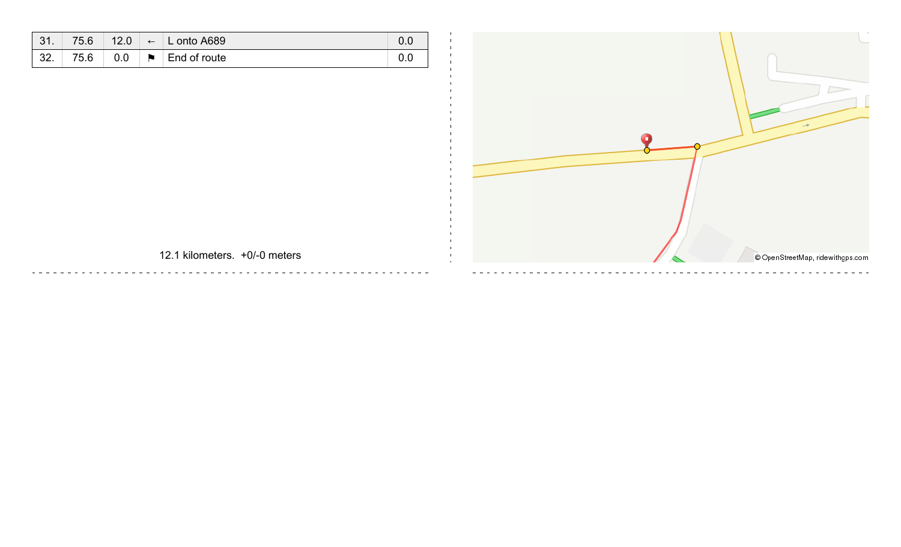| | | | | | |
|---|---|---|---|---|---|
| 31. | 75.6 | 12.0 | ← | L onto A689 | 0.0 |
| 32. | 75.6 | 0.0 | ⚑ | End of route | 0.0 |

12.1 kilometers. +0/-0 meters

© OpenStreetMap, ridewithgps.com